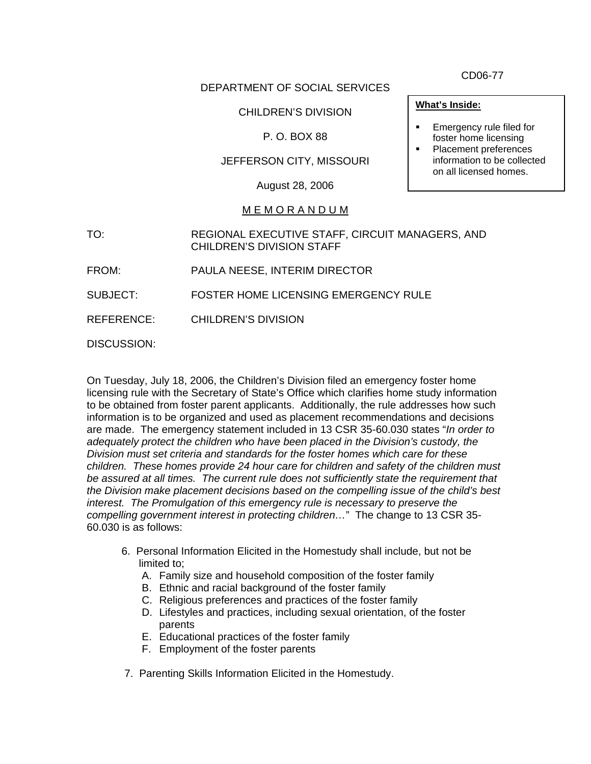CD06-77

DEPARTMENT OF SOCIAL SERVICES

CHILDREN'S DIVISION

P. O. BOX 88

JEFFERSON CITY, MISSOURI

August 28, 2006

> **What's Inside:**
>
> - Emergency rule filed for foster home licensing
> - Placement preferences information to be collected on all licensed homes.

<u>M E M O R A N D U M</u>

TO: REGIONAL EXECUTIVE STAFF, CIRCUIT MANAGERS, AND CHILDREN'S DIVISION STAFF

FROM: PAULA NEESE, INTERIM DIRECTOR

SUBJECT: FOSTER HOME LICENSING EMERGENCY RULE

REFERENCE: CHILDREN'S DIVISION

DISCUSSION:

On Tuesday, July 18, 2006, the Children's Division filed an emergency foster home licensing rule with the Secretary of State's Office which clarifies home study information to be obtained from foster parent applicants. Additionally, the rule addresses how such information is to be organized and used as placement recommendations and decisions are made. The emergency statement included in 13 CSR 35-60.030 states "*In order to adequately protect the children who have been placed in the Division's custody, the Division must set criteria and standards for the foster homes which care for these children. These homes provide 24 hour care for children and safety of the children must be assured at all times. The current rule does not sufficiently state the requirement that the Division make placement decisions based on the compelling issue of the child's best interest. The Promulgation of this emergency rule is necessary to preserve the compelling government interest in protecting children…*" The change to 13 CSR 35-60.030 is as follows:

6. Personal Information Elicited in the Homestudy shall include, but not be limited to;
   - A. Family size and household composition of the foster family
   - B. Ethnic and racial background of the foster family
   - C. Religious preferences and practices of the foster family
   - D. Lifestyles and practices, including sexual orientation, of the foster parents
   - E. Educational practices of the foster family
   - F. Employment of the foster parents

7. Parenting Skills Information Elicited in the Homestudy.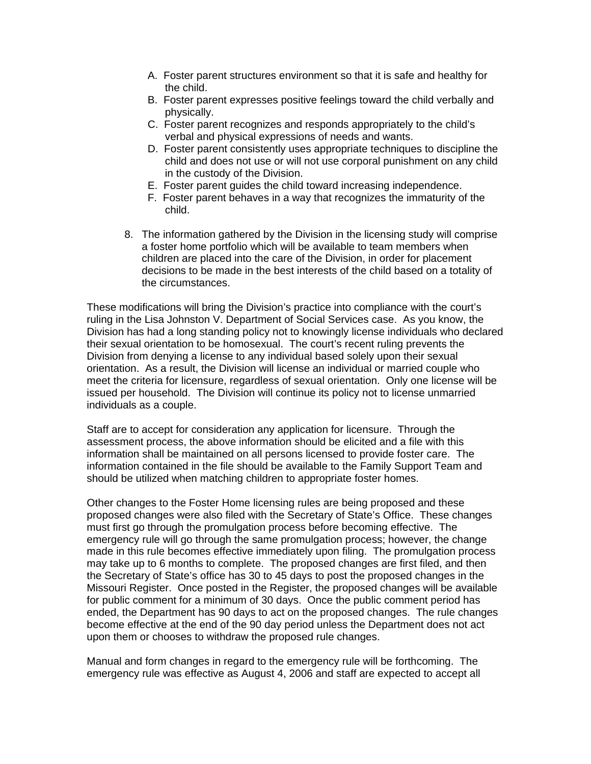A. Foster parent structures environment so that it is safe and healthy for the child.
B. Foster parent expresses positive feelings toward the child verbally and physically.
C. Foster parent recognizes and responds appropriately to the child's verbal and physical expressions of needs and wants.
D. Foster parent consistently uses appropriate techniques to discipline the child and does not use or will not use corporal punishment on any child in the custody of the Division.
E. Foster parent guides the child toward increasing independence.
F. Foster parent behaves in a way that recognizes the immaturity of the child.

8. The information gathered by the Division in the licensing study will comprise a foster home portfolio which will be available to team members when children are placed into the care of the Division, in order for placement decisions to be made in the best interests of the child based on a totality of the circumstances.

These modifications will bring the Division's practice into compliance with the court's ruling in the Lisa Johnston V. Department of Social Services case. As you know, the Division has had a long standing policy not to knowingly license individuals who declared their sexual orientation to be homosexual. The court's recent ruling prevents the Division from denying a license to any individual based solely upon their sexual orientation. As a result, the Division will license an individual or married couple who meet the criteria for licensure, regardless of sexual orientation. Only one license will be issued per household. The Division will continue its policy not to license unmarried individuals as a couple.

Staff are to accept for consideration any application for licensure. Through the assessment process, the above information should be elicited and a file with this information shall be maintained on all persons licensed to provide foster care. The information contained in the file should be available to the Family Support Team and should be utilized when matching children to appropriate foster homes.

Other changes to the Foster Home licensing rules are being proposed and these proposed changes were also filed with the Secretary of State's Office. These changes must first go through the promulgation process before becoming effective. The emergency rule will go through the same promulgation process; however, the change made in this rule becomes effective immediately upon filing. The promulgation process may take up to 6 months to complete. The proposed changes are first filed, and then the Secretary of State's office has 30 to 45 days to post the proposed changes in the Missouri Register. Once posted in the Register, the proposed changes will be available for public comment for a minimum of 30 days. Once the public comment period has ended, the Department has 90 days to act on the proposed changes. The rule changes become effective at the end of the 90 day period unless the Department does not act upon them or chooses to withdraw the proposed rule changes.

Manual and form changes in regard to the emergency rule will be forthcoming. The emergency rule was effective as August 4, 2006 and staff are expected to accept all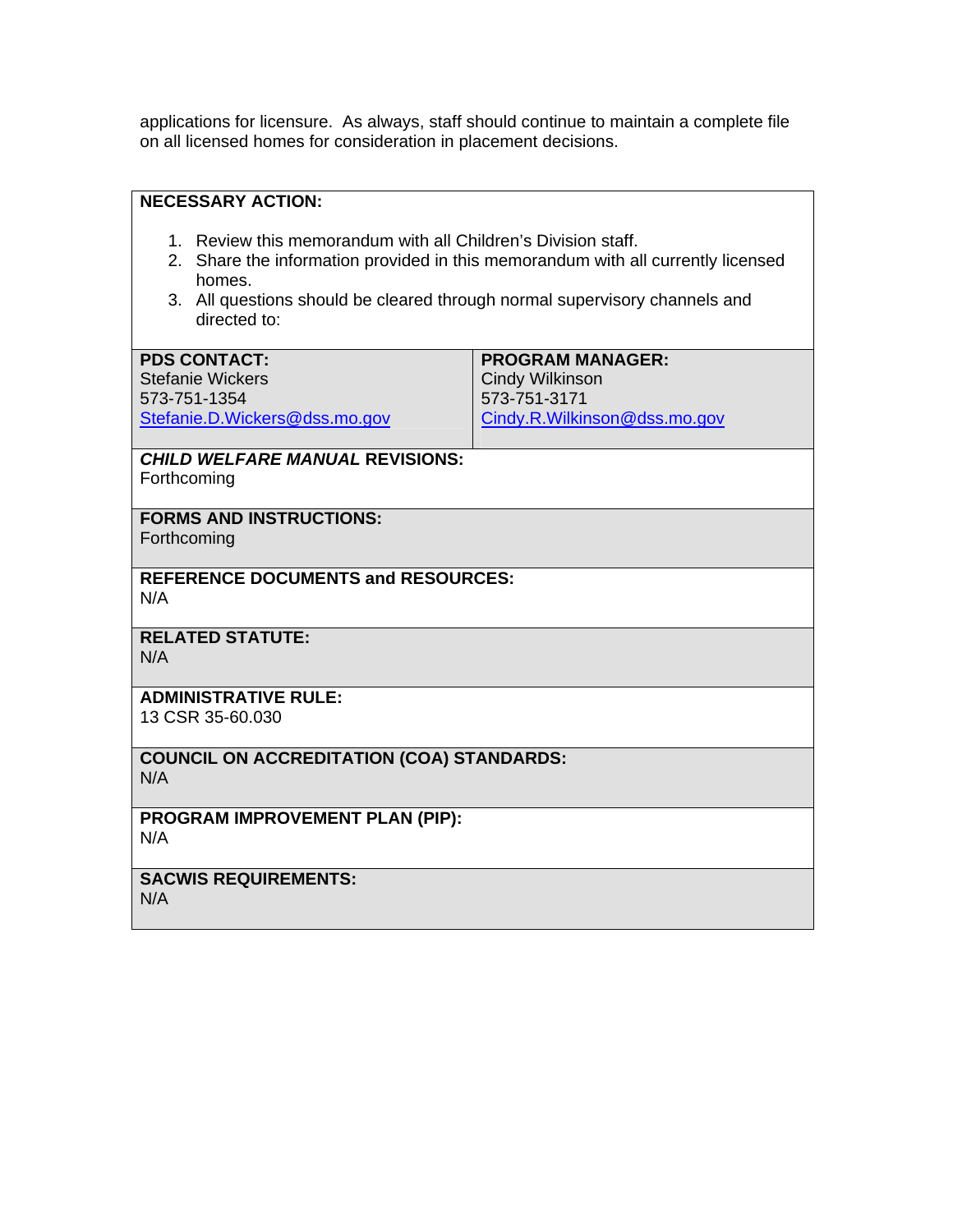applications for licensure. As always, staff should continue to maintain a complete file on all licensed homes for consideration in placement decisions.

**NECESSARY ACTION:**

1. Review this memorandum with all Children's Division staff.
2. Share the information provided in this memorandum with all currently licensed homes.
3. All questions should be cleared through normal supervisory channels and directed to:

| **PDS CONTACT:** | **PROGRAM MANAGER:** |
| --- | --- |
| Stefanie Wickers<br>573-751-1354<br>Stefanie.D.Wickers@dss.mo.gov | Cindy Wilkinson<br>573-751-3171<br>Cindy.R.Wilkinson@dss.mo.gov |

***CHILD WELFARE MANUAL* REVISIONS:**
Forthcoming

**FORMS AND INSTRUCTIONS:**
Forthcoming

**REFERENCE DOCUMENTS and RESOURCES:**
N/A

**RELATED STATUTE:**
N/A

**ADMINISTRATIVE RULE:**
13 CSR 35-60.030

**COUNCIL ON ACCREDITATION (COA) STANDARDS:**
N/A

**PROGRAM IMPROVEMENT PLAN (PIP):**
N/A

**SACWIS REQUIREMENTS:**
N/A